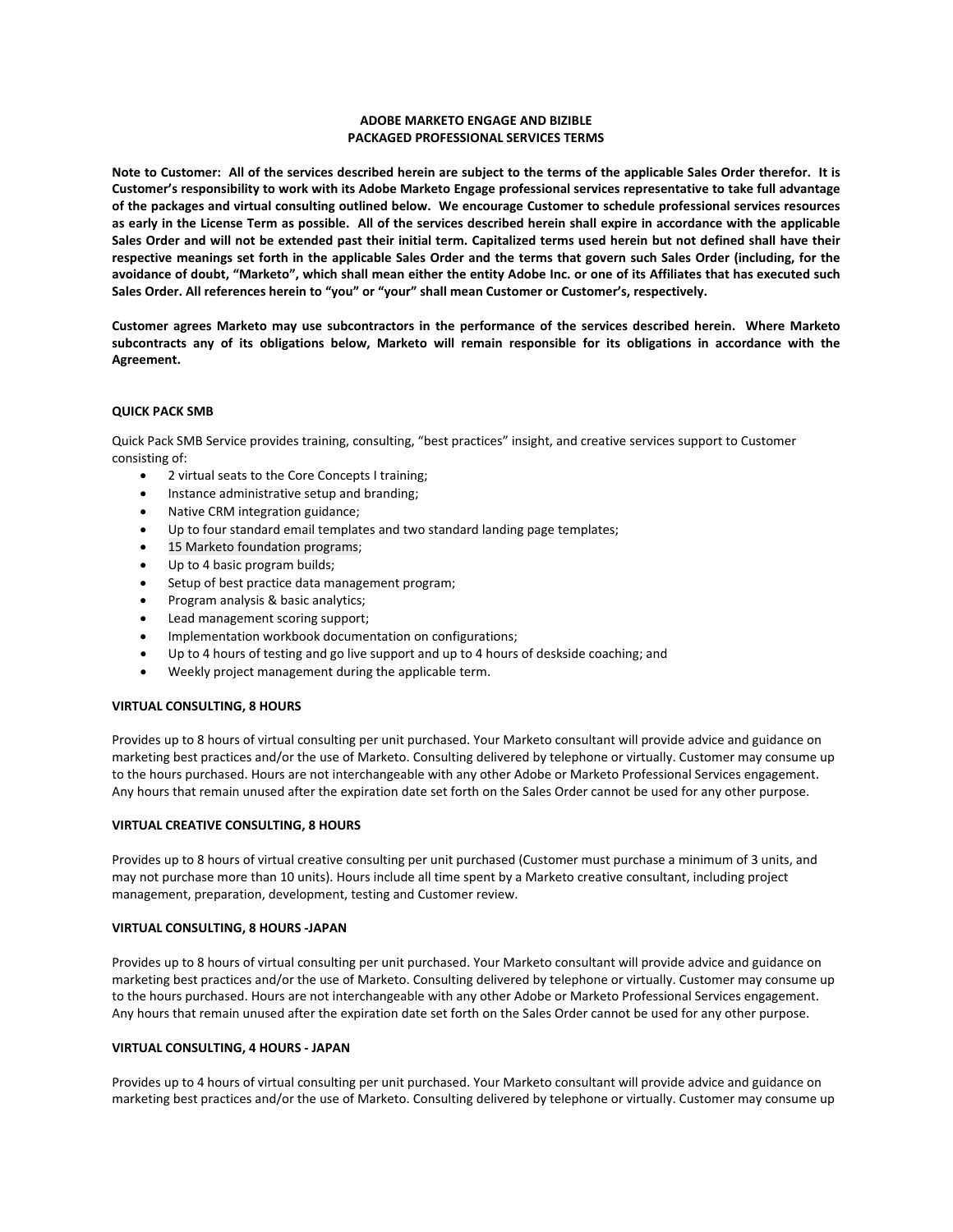# ADOBE MARKETO ENGAGE AND BIZIBLE PACKAGED PROFESSIONAL SERVICES TERMS

**Note to Customer: All of the services described herein are subject to the terms of the applicable Sales Order therefor. It is Customer's responsibility to work with its Adobe Marketo Engage professional services representative to take full advantage of the packages and virtual consulting outlined below. We encourage Customer to schedule professional services resources as early in the License Term as possible. All of the services described herein shall expire in accordance with the applicable Sales Order and will not be extended past their initial term. Capitalized terms used herein but not defined shall have their respective meanings set forth in the applicable Sales Order and the terms that govern such Sales Order (including, for the avoidance of doubt, "Marketo", which shall mean either the entity Adobe Inc. or one of its Affiliates that has executed such Sales Order. All references herein to "you" or "your" shall mean Customer or Customer's, respectively.**

**Customer agrees Marketo may use subcontractors in the performance of the services described herein. Where Marketo subcontracts any of its obligations below, Marketo will remain responsible for its obligations in accordance with the Agreement.**

## QUICK PACK SMB

Quick Pack SMB Service provides training, consulting, "best practices" insight, and creative services support to Customer consisting of:

- 2 virtual seats to the Core Concepts I training;
- Instance administrative setup and branding;
- Native CRM integration guidance;
- Up to four standard email templates and two standard landing page templates;
- 15 Marketo foundation programs;
- Up to 4 basic program builds;
- Setup of best practice data management program;
- Program analysis & basic analytics;
- Lead management scoring support;
- Implementation workbook documentation on configurations;
- Up to 4 hours of testing and go live support and up to 4 hours of deskside coaching; and
- Weekly project management during the applicable term.

## VIRTUAL CONSULTING, 8 HOURS

Provides up to 8 hours of virtual consulting per unit purchased. Your Marketo consultant will provide advice and guidance on marketing best practices and/or the use of Marketo. Consulting delivered by telephone or virtually. Customer may consume up to the hours purchased. Hours are not interchangeable with any other Adobe or Marketo Professional Services engagement. Any hours that remain unused after the expiration date set forth on the Sales Order cannot be used for any other purpose.

## VIRTUAL CREATIVE CONSULTING, 8 HOURS

Provides up to 8 hours of virtual creative consulting per unit purchased (Customer must purchase a minimum of 3 units, and may not purchase more than 10 units). Hours include all time spent by a Marketo creative consultant, including project management, preparation, development, testing and Customer review.

## VIRTUAL CONSULTING, 8 HOURS -JAPAN

Provides up to 8 hours of virtual consulting per unit purchased. Your Marketo consultant will provide advice and guidance on marketing best practices and/or the use of Marketo. Consulting delivered by telephone or virtually. Customer may consume up to the hours purchased. Hours are not interchangeable with any other Adobe or Marketo Professional Services engagement. Any hours that remain unused after the expiration date set forth on the Sales Order cannot be used for any other purpose.

## VIRTUAL CONSULTING, 4 HOURS - JAPAN

Provides up to 4 hours of virtual consulting per unit purchased. Your Marketo consultant will provide advice and guidance on marketing best practices and/or the use of Marketo. Consulting delivered by telephone or virtually. Customer may consume up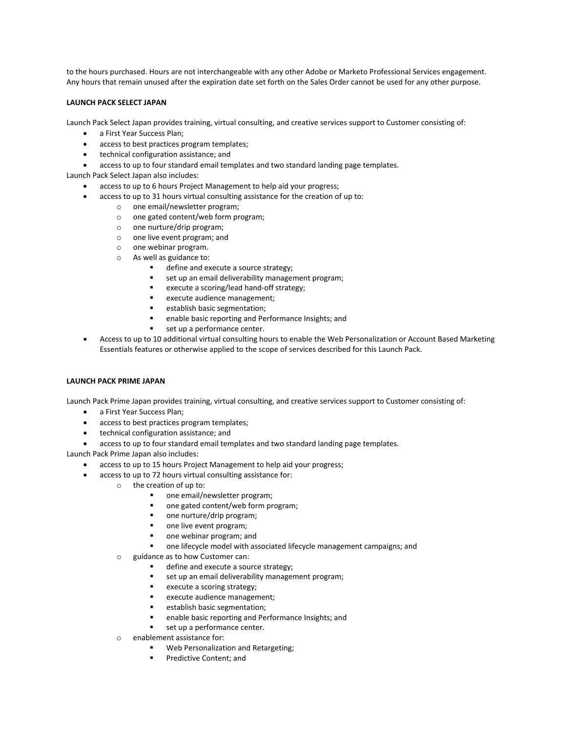to the hours purchased. Hours are not interchangeable with any other Adobe or Marketo Professional Services engagement. Any hours that remain unused after the expiration date set forth on the Sales Order cannot be used for any other purpose.

**LAUNCH PACK SELECT JAPAN**

Launch Pack Select Japan provides training, virtual consulting, and creative services support to Customer consisting of:

- a First Year Success Plan;
- access to best practices program templates;
- technical configuration assistance; and
- access to up to four standard email templates and two standard landing page templates.

Launch Pack Select Japan also includes:

- access to up to 6 hours Project Management to help aid your progress;
- access to up to 31 hours virtual consulting assistance for the creation of up to:
  - one email/newsletter program;
  - one gated content/web form program;
  - one nurture/drip program;
  - one live event program; and
  - one webinar program.
  - As well as guidance to:
    - define and execute a source strategy;
    - set up an email deliverability management program;
    - execute a scoring/lead hand-off strategy;
    - execute audience management;
    - establish basic segmentation;
    - enable basic reporting and Performance Insights; and
    - set up a performance center.
- Access to up to 10 additional virtual consulting hours to enable the Web Personalization or Account Based Marketing Essentials features or otherwise applied to the scope of services described for this Launch Pack.

**LAUNCH PACK PRIME JAPAN**

Launch Pack Prime Japan provides training, virtual consulting, and creative services support to Customer consisting of:

- a First Year Success Plan;
- access to best practices program templates;
- technical configuration assistance; and
- access to up to four standard email templates and two standard landing page templates.

Launch Pack Prime Japan also includes:

- access to up to 15 hours Project Management to help aid your progress;
- access to up to 72 hours virtual consulting assistance for:
  - the creation of up to:
    - one email/newsletter program;
    - one gated content/web form program;
    - one nurture/drip program;
    - one live event program;
    - one webinar program; and
    - one lifecycle model with associated lifecycle management campaigns; and
  - guidance as to how Customer can:
    - define and execute a source strategy;
    - set up an email deliverability management program;
    - execute a scoring strategy;
    - execute audience management;
    - establish basic segmentation;
    - enable basic reporting and Performance Insights; and
    - set up a performance center.
  - enablement assistance for:
    - Web Personalization and Retargeting;
    - Predictive Content; and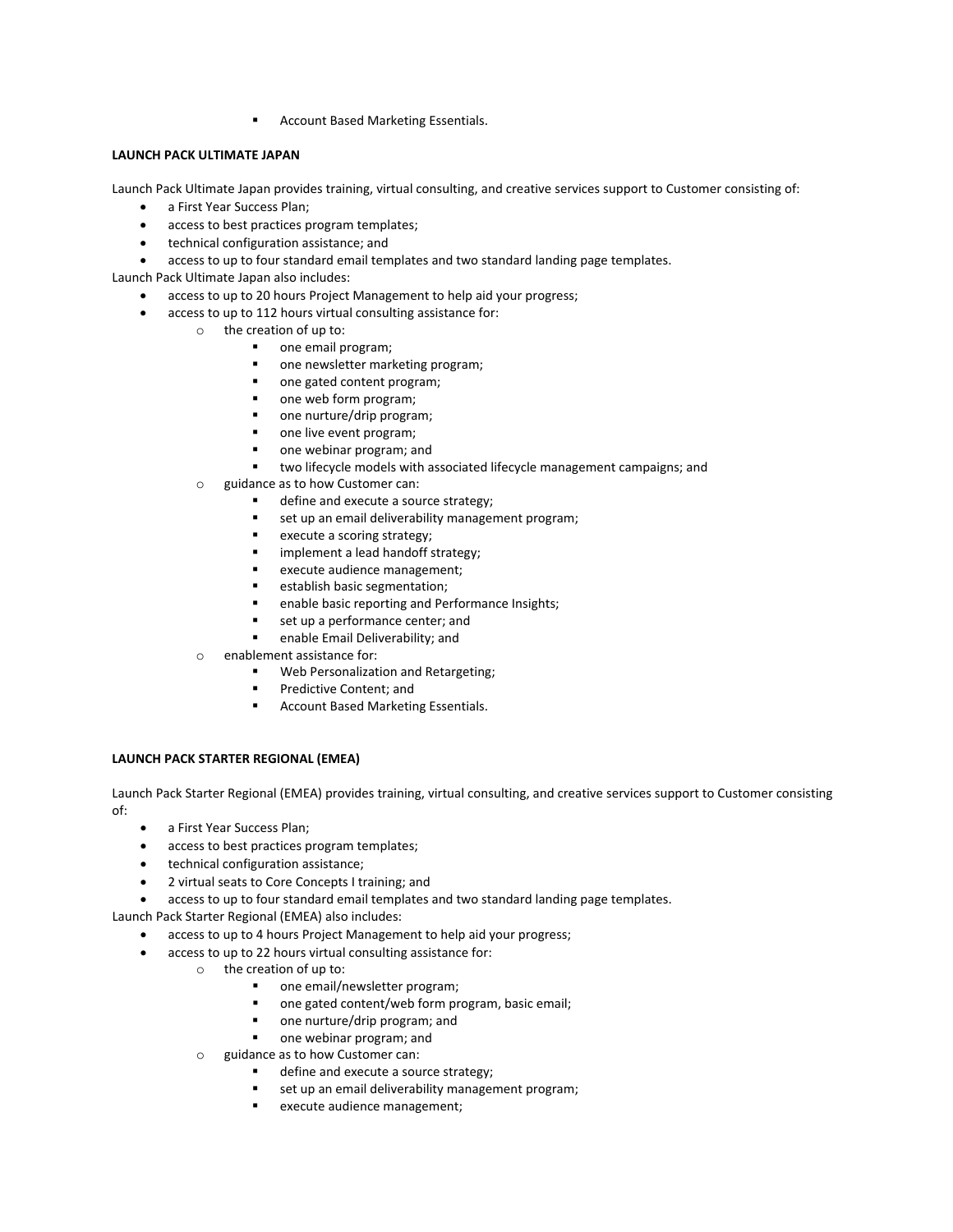- Account Based Marketing Essentials.

**LAUNCH PACK ULTIMATE JAPAN**

Launch Pack Ultimate Japan provides training, virtual consulting, and creative services support to Customer consisting of:

- a First Year Success Plan;
- access to best practices program templates;
- technical configuration assistance; and
- access to up to four standard email templates and two standard landing page templates.

Launch Pack Ultimate Japan also includes:

- access to up to 20 hours Project Management to help aid your progress;
- access to up to 112 hours virtual consulting assistance for:
  - the creation of up to:
    - one email program;
    - one newsletter marketing program;
    - one gated content program;
    - one web form program;
    - one nurture/drip program;
    - one live event program;
    - one webinar program; and
    - two lifecycle models with associated lifecycle management campaigns; and
  - guidance as to how Customer can:
    - define and execute a source strategy;
    - set up an email deliverability management program;
    - execute a scoring strategy;
    - implement a lead handoff strategy;
    - execute audience management;
    - establish basic segmentation;
    - enable basic reporting and Performance Insights;
    - set up a performance center; and
    - enable Email Deliverability; and
  - enablement assistance for:
    - Web Personalization and Retargeting;
    - Predictive Content; and
    - Account Based Marketing Essentials.

**LAUNCH PACK STARTER REGIONAL (EMEA)**

Launch Pack Starter Regional (EMEA) provides training, virtual consulting, and creative services support to Customer consisting of:

- a First Year Success Plan;
- access to best practices program templates;
- technical configuration assistance;
- 2 virtual seats to Core Concepts I training; and
- access to up to four standard email templates and two standard landing page templates.

Launch Pack Starter Regional (EMEA) also includes:

- access to up to 4 hours Project Management to help aid your progress;
- access to up to 22 hours virtual consulting assistance for:
  - the creation of up to:
    - one email/newsletter program;
    - one gated content/web form program, basic email;
    - one nurture/drip program; and
    - one webinar program; and
  - guidance as to how Customer can:
    - define and execute a source strategy;
    - set up an email deliverability management program;
    - execute audience management;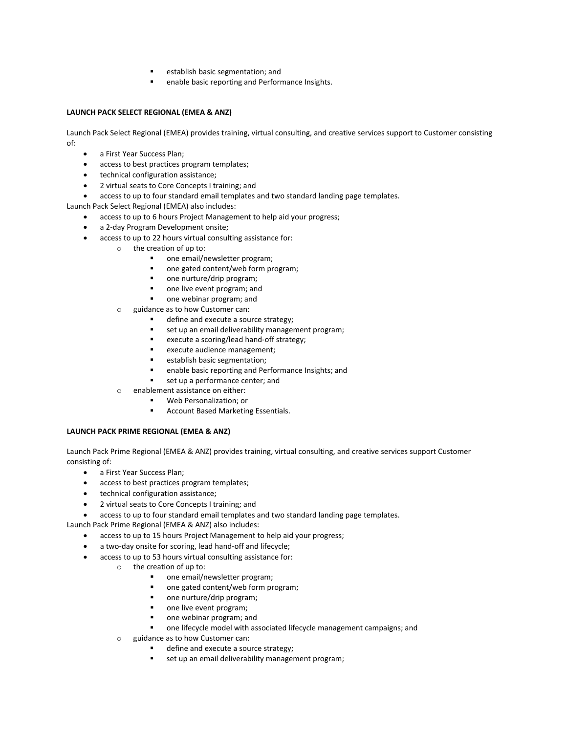- establish basic segmentation; and
    - enable basic reporting and Performance Insights.

**LAUNCH PACK SELECT REGIONAL (EMEA & ANZ)**

Launch Pack Select Regional (EMEA) provides training, virtual consulting, and creative services support to Customer consisting of:

- a First Year Success Plan;
- access to best practices program templates;
- technical configuration assistance;
- 2 virtual seats to Core Concepts I training; and
- access to up to four standard email templates and two standard landing page templates.

Launch Pack Select Regional (EMEA) also includes:

- access to up to 6 hours Project Management to help aid your progress;
- a 2-day Program Development onsite;
- access to up to 22 hours virtual consulting assistance for:
    - the creation of up to:
        - one email/newsletter program;
        - one gated content/web form program;
        - one nurture/drip program;
        - one live event program; and
        - one webinar program; and
    - guidance as to how Customer can:
        - define and execute a source strategy;
        - set up an email deliverability management program;
        - execute a scoring/lead hand-off strategy;
        - execute audience management;
        - establish basic segmentation;
        - enable basic reporting and Performance Insights; and
        - set up a performance center; and
    - enablement assistance on either:
        - Web Personalization; or
        - Account Based Marketing Essentials.

**LAUNCH PACK PRIME REGIONAL (EMEA & ANZ)**

Launch Pack Prime Regional (EMEA & ANZ) provides training, virtual consulting, and creative services support Customer consisting of:

- a First Year Success Plan;
- access to best practices program templates;
- technical configuration assistance;
- 2 virtual seats to Core Concepts I training; and
- access to up to four standard email templates and two standard landing page templates.

Launch Pack Prime Regional (EMEA & ANZ) also includes:

- access to up to 15 hours Project Management to help aid your progress;
- a two-day onsite for scoring, lead hand-off and lifecycle;
- access to up to 53 hours virtual consulting assistance for:
    - the creation of up to:
        - one email/newsletter program;
        - one gated content/web form program;
        - one nurture/drip program;
        - one live event program;
        - one webinar program; and
        - one lifecycle model with associated lifecycle management campaigns; and
    - guidance as to how Customer can:
        - define and execute a source strategy;
        - set up an email deliverability management program;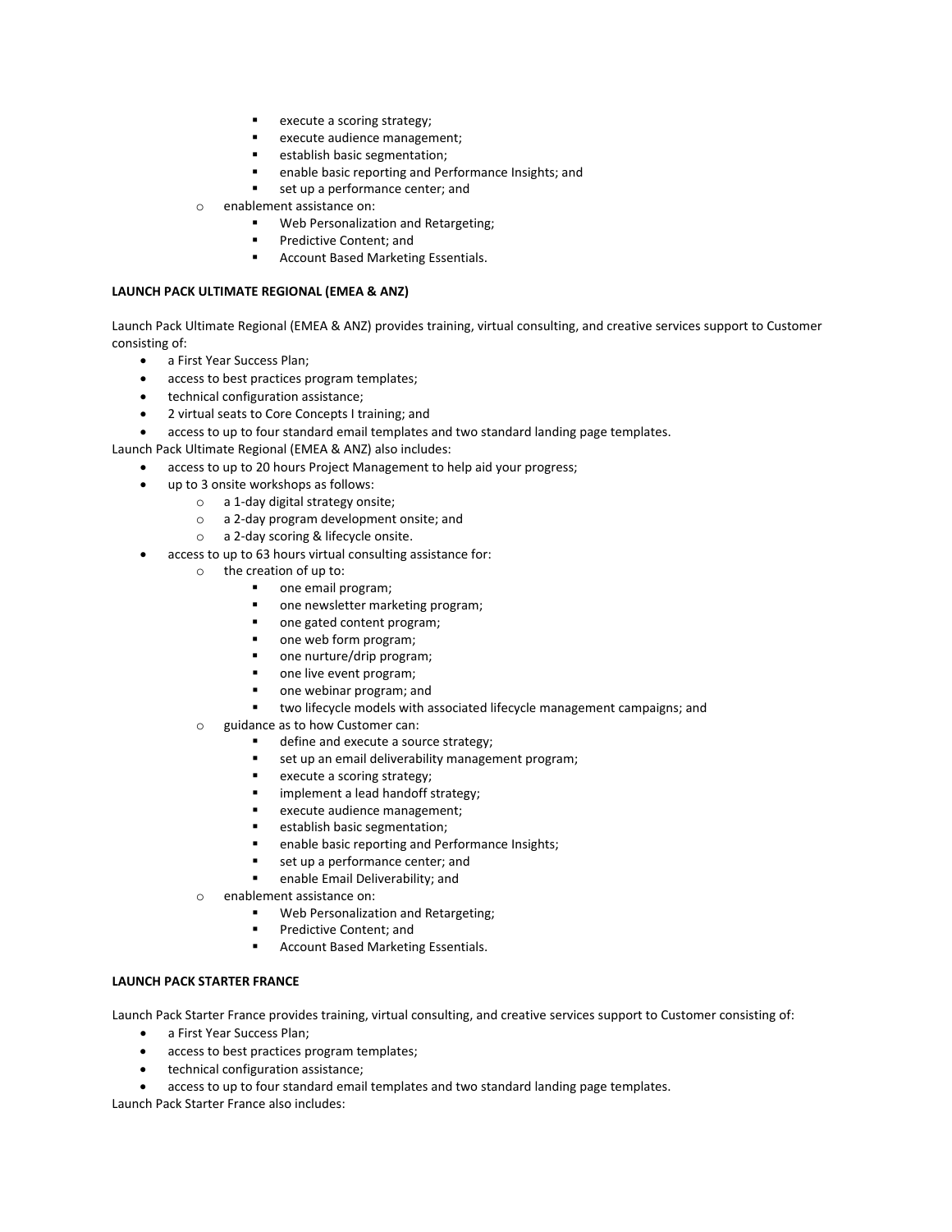- execute a scoring strategy;
        - execute audience management;
        - establish basic segmentation;
        - enable basic reporting and Performance Insights; and
        - set up a performance center; and
    - enablement assistance on:
        - Web Personalization and Retargeting;
        - Predictive Content; and
        - Account Based Marketing Essentials.

**LAUNCH PACK ULTIMATE REGIONAL (EMEA & ANZ)**

Launch Pack Ultimate Regional (EMEA & ANZ) provides training, virtual consulting, and creative services support to Customer consisting of:

- a First Year Success Plan;
- access to best practices program templates;
- technical configuration assistance;
- 2 virtual seats to Core Concepts I training; and
- access to up to four standard email templates and two standard landing page templates.

Launch Pack Ultimate Regional (EMEA & ANZ) also includes:

- access to up to 20 hours Project Management to help aid your progress;
- up to 3 onsite workshops as follows:
    - a 1-day digital strategy onsite;
    - a 2-day program development onsite; and
    - a 2-day scoring & lifecycle onsite.
- access to up to 63 hours virtual consulting assistance for:
    - the creation of up to:
        - one email program;
        - one newsletter marketing program;
        - one gated content program;
        - one web form program;
        - one nurture/drip program;
        - one live event program;
        - one webinar program; and
        - two lifecycle models with associated lifecycle management campaigns; and
    - guidance as to how Customer can:
        - define and execute a source strategy;
        - set up an email deliverability management program;
        - execute a scoring strategy;
        - implement a lead handoff strategy;
        - execute audience management;
        - establish basic segmentation;
        - enable basic reporting and Performance Insights;
        - set up a performance center; and
        - enable Email Deliverability; and
    - enablement assistance on:
        - Web Personalization and Retargeting;
        - Predictive Content; and
        - Account Based Marketing Essentials.

**LAUNCH PACK STARTER FRANCE**

Launch Pack Starter France provides training, virtual consulting, and creative services support to Customer consisting of:

- a First Year Success Plan;
- access to best practices program templates;
- technical configuration assistance;
- access to up to four standard email templates and two standard landing page templates.

Launch Pack Starter France also includes: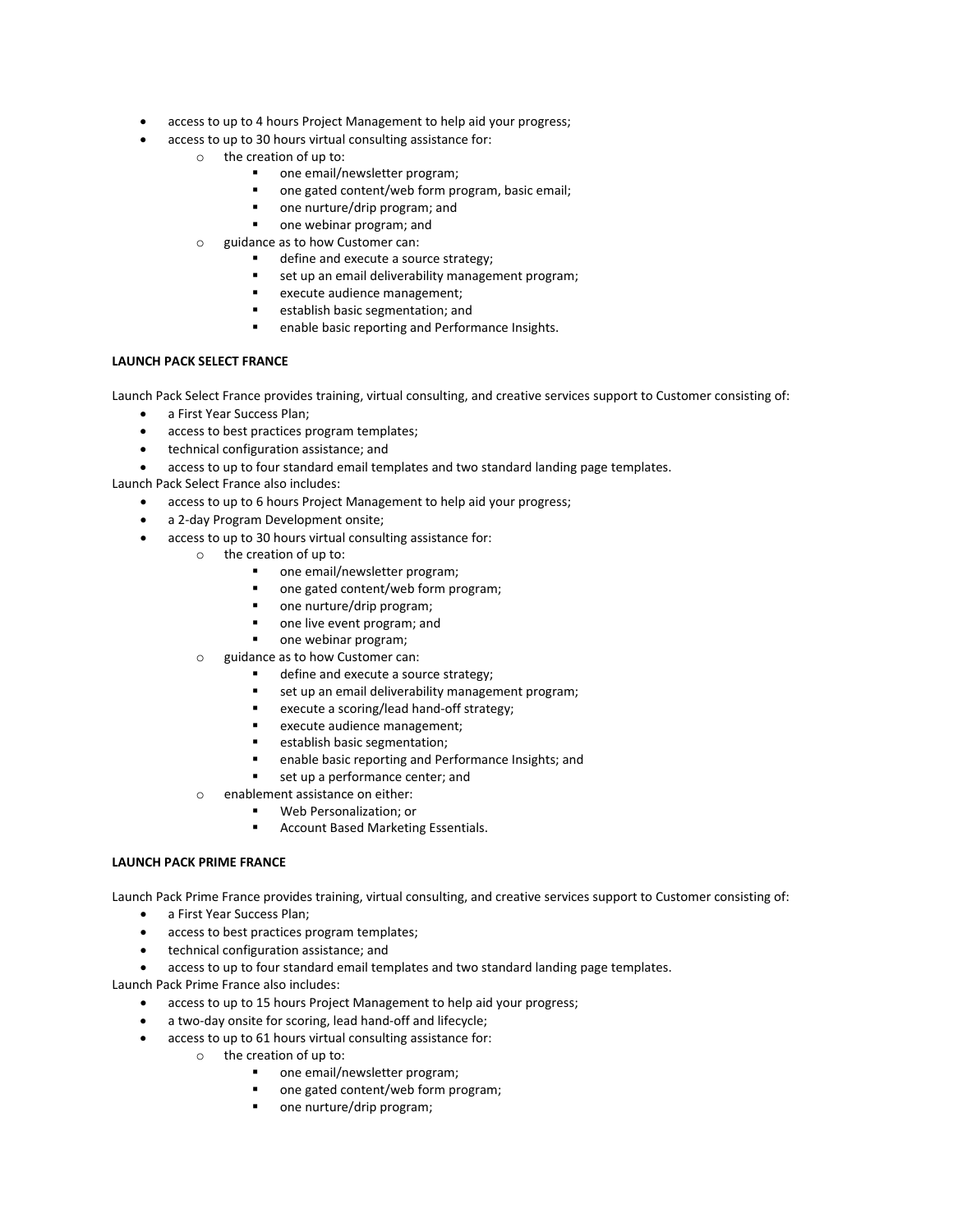- access to up to 4 hours Project Management to help aid your progress;
- access to up to 30 hours virtual consulting assistance for:
  - the creation of up to:
    - one email/newsletter program;
    - one gated content/web form program, basic email;
    - one nurture/drip program; and
    - one webinar program; and
  - guidance as to how Customer can:
    - define and execute a source strategy;
    - set up an email deliverability management program;
    - execute audience management;
    - establish basic segmentation; and
    - enable basic reporting and Performance Insights.

**LAUNCH PACK SELECT FRANCE**

Launch Pack Select France provides training, virtual consulting, and creative services support to Customer consisting of:

- a First Year Success Plan;
- access to best practices program templates;
- technical configuration assistance; and
- access to up to four standard email templates and two standard landing page templates.

Launch Pack Select France also includes:

- access to up to 6 hours Project Management to help aid your progress;
- a 2-day Program Development onsite;
- access to up to 30 hours virtual consulting assistance for:
  - the creation of up to:
    - one email/newsletter program;
    - one gated content/web form program;
    - one nurture/drip program;
    - one live event program; and
    - one webinar program;
  - guidance as to how Customer can:
    - define and execute a source strategy;
    - set up an email deliverability management program;
    - execute a scoring/lead hand-off strategy;
    - execute audience management;
    - establish basic segmentation;
    - enable basic reporting and Performance Insights; and
    - set up a performance center; and
  - enablement assistance on either:
    - Web Personalization; or
    - Account Based Marketing Essentials.

**LAUNCH PACK PRIME FRANCE**

Launch Pack Prime France provides training, virtual consulting, and creative services support to Customer consisting of:

- a First Year Success Plan;
- access to best practices program templates;
- technical configuration assistance; and
- access to up to four standard email templates and two standard landing page templates.

Launch Pack Prime France also includes:

- access to up to 15 hours Project Management to help aid your progress;
- a two-day onsite for scoring, lead hand-off and lifecycle;
- access to up to 61 hours virtual consulting assistance for:
  - the creation of up to:
    - one email/newsletter program;
    - one gated content/web form program;
    - one nurture/drip program;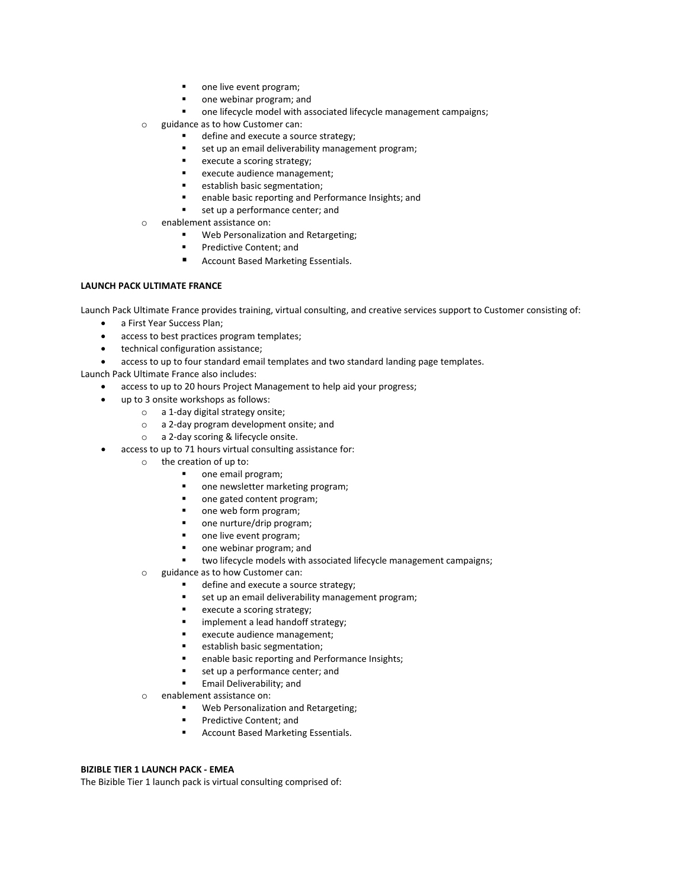- one live event program;
    - one webinar program; and
    - one lifecycle model with associated lifecycle management campaigns;
  - guidance as to how Customer can:
    - define and execute a source strategy;
    - set up an email deliverability management program;
    - execute a scoring strategy;
    - execute audience management;
    - establish basic segmentation;
    - enable basic reporting and Performance Insights; and
    - set up a performance center; and
  - enablement assistance on:
    - Web Personalization and Retargeting;
    - Predictive Content; and
    - Account Based Marketing Essentials.

**LAUNCH PACK ULTIMATE FRANCE**

Launch Pack Ultimate France provides training, virtual consulting, and creative services support to Customer consisting of:

- a First Year Success Plan;
- access to best practices program templates;
- technical configuration assistance;
- access to up to four standard email templates and two standard landing page templates.

Launch Pack Ultimate France also includes:

- access to up to 20 hours Project Management to help aid your progress;
- up to 3 onsite workshops as follows:
  - a 1-day digital strategy onsite;
  - a 2-day program development onsite; and
  - a 2-day scoring & lifecycle onsite.
- access to up to 71 hours virtual consulting assistance for:
  - the creation of up to:
    - one email program;
    - one newsletter marketing program;
    - one gated content program;
    - one web form program;
    - one nurture/drip program;
    - one live event program;
    - one webinar program; and
    - two lifecycle models with associated lifecycle management campaigns;
  - guidance as to how Customer can:
    - define and execute a source strategy;
    - set up an email deliverability management program;
    - execute a scoring strategy;
    - implement a lead handoff strategy;
    - execute audience management;
    - establish basic segmentation;
    - enable basic reporting and Performance Insights;
    - set up a performance center; and
    - Email Deliverability; and
  - enablement assistance on:
    - Web Personalization and Retargeting;
    - Predictive Content; and
    - Account Based Marketing Essentials.

**BIZIBLE TIER 1 LAUNCH PACK - EMEA**

The Bizible Tier 1 launch pack is virtual consulting comprised of: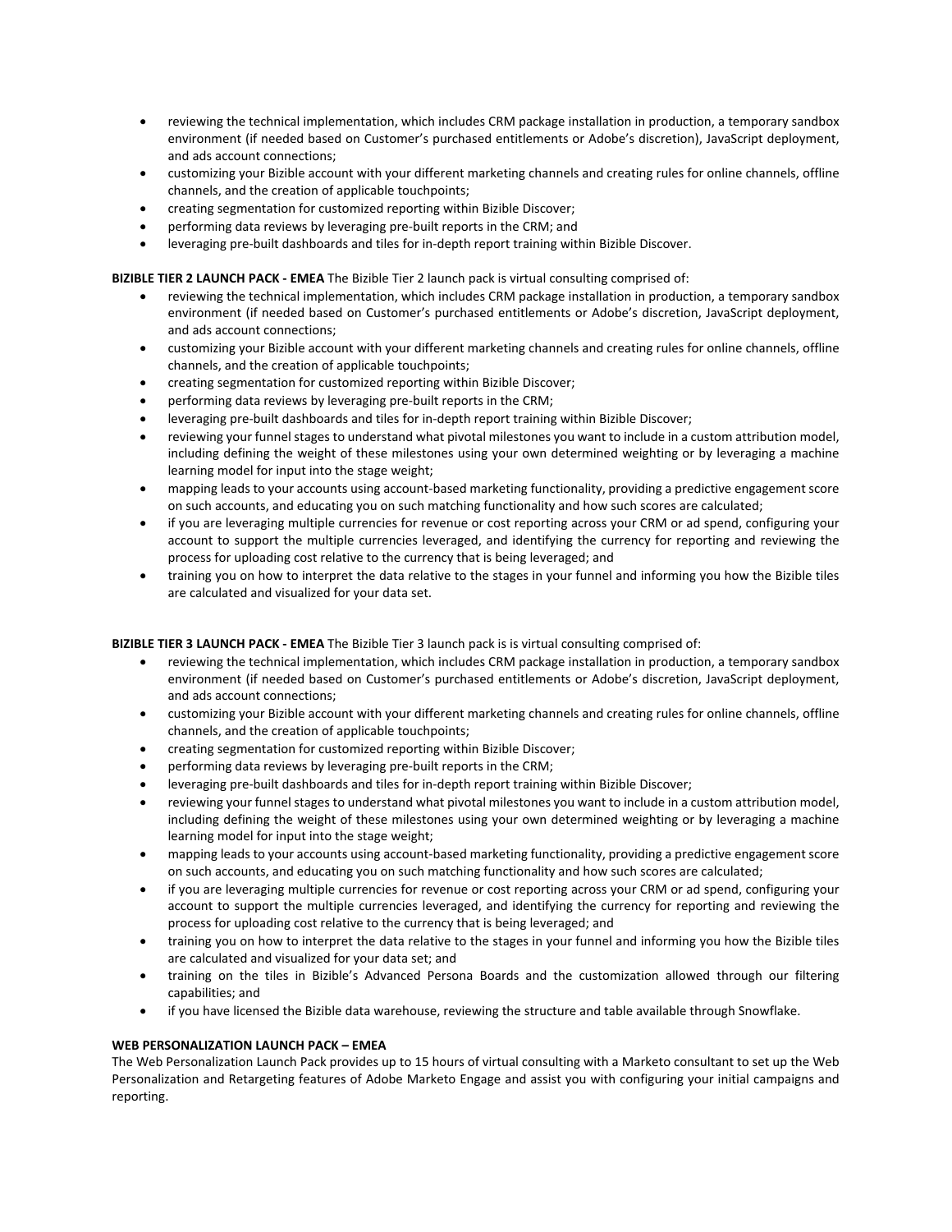- reviewing the technical implementation, which includes CRM package installation in production, a temporary sandbox environment (if needed based on Customer's purchased entitlements or Adobe's discretion), JavaScript deployment, and ads account connections;
- customizing your Bizible account with your different marketing channels and creating rules for online channels, offline channels, and the creation of applicable touchpoints;
- creating segmentation for customized reporting within Bizible Discover;
- performing data reviews by leveraging pre-built reports in the CRM; and
- leveraging pre-built dashboards and tiles for in-depth report training within Bizible Discover.

**BIZIBLE TIER 2 LAUNCH PACK - EMEA** The Bizible Tier 2 launch pack is virtual consulting comprised of:

- reviewing the technical implementation, which includes CRM package installation in production, a temporary sandbox environment (if needed based on Customer's purchased entitlements or Adobe's discretion, JavaScript deployment, and ads account connections;
- customizing your Bizible account with your different marketing channels and creating rules for online channels, offline channels, and the creation of applicable touchpoints;
- creating segmentation for customized reporting within Bizible Discover;
- performing data reviews by leveraging pre-built reports in the CRM;
- leveraging pre-built dashboards and tiles for in-depth report training within Bizible Discover;
- reviewing your funnel stages to understand what pivotal milestones you want to include in a custom attribution model, including defining the weight of these milestones using your own determined weighting or by leveraging a machine learning model for input into the stage weight;
- mapping leads to your accounts using account-based marketing functionality, providing a predictive engagement score on such accounts, and educating you on such matching functionality and how such scores are calculated;
- if you are leveraging multiple currencies for revenue or cost reporting across your CRM or ad spend, configuring your account to support the multiple currencies leveraged, and identifying the currency for reporting and reviewing the process for uploading cost relative to the currency that is being leveraged; and
- training you on how to interpret the data relative to the stages in your funnel and informing you how the Bizible tiles are calculated and visualized for your data set.

**BIZIBLE TIER 3 LAUNCH PACK - EMEA** The Bizible Tier 3 launch pack is is virtual consulting comprised of:

- reviewing the technical implementation, which includes CRM package installation in production, a temporary sandbox environment (if needed based on Customer's purchased entitlements or Adobe's discretion, JavaScript deployment, and ads account connections;
- customizing your Bizible account with your different marketing channels and creating rules for online channels, offline channels, and the creation of applicable touchpoints;
- creating segmentation for customized reporting within Bizible Discover;
- performing data reviews by leveraging pre-built reports in the CRM;
- leveraging pre-built dashboards and tiles for in-depth report training within Bizible Discover;
- reviewing your funnel stages to understand what pivotal milestones you want to include in a custom attribution model, including defining the weight of these milestones using your own determined weighting or by leveraging a machine learning model for input into the stage weight;
- mapping leads to your accounts using account-based marketing functionality, providing a predictive engagement score on such accounts, and educating you on such matching functionality and how such scores are calculated;
- if you are leveraging multiple currencies for revenue or cost reporting across your CRM or ad spend, configuring your account to support the multiple currencies leveraged, and identifying the currency for reporting and reviewing the process for uploading cost relative to the currency that is being leveraged; and
- training you on how to interpret the data relative to the stages in your funnel and informing you how the Bizible tiles are calculated and visualized for your data set; and
- training on the tiles in Bizible's Advanced Persona Boards and the customization allowed through our filtering capabilities; and
- if you have licensed the Bizible data warehouse, reviewing the structure and table available through Snowflake.

**WEB PERSONALIZATION LAUNCH PACK – EMEA**

The Web Personalization Launch Pack provides up to 15 hours of virtual consulting with a Marketo consultant to set up the Web Personalization and Retargeting features of Adobe Marketo Engage and assist you with configuring your initial campaigns and reporting.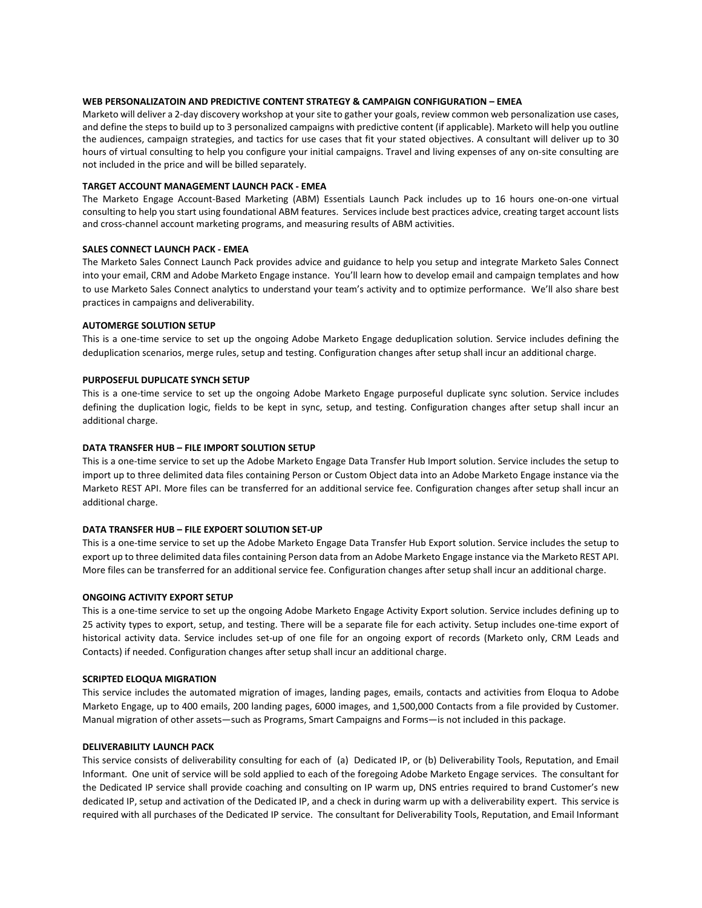**WEB PERSONALIZATOIN AND PREDICTIVE CONTENT STRATEGY & CAMPAIGN CONFIGURATION – EMEA**

Marketo will deliver a 2-day discovery workshop at your site to gather your goals, review common web personalization use cases, and define the steps to build up to 3 personalized campaigns with predictive content (if applicable). Marketo will help you outline the audiences, campaign strategies, and tactics for use cases that fit your stated objectives. A consultant will deliver up to 30 hours of virtual consulting to help you configure your initial campaigns. Travel and living expenses of any on-site consulting are not included in the price and will be billed separately.

**TARGET ACCOUNT MANAGEMENT LAUNCH PACK - EMEA**

The Marketo Engage Account-Based Marketing (ABM) Essentials Launch Pack includes up to 16 hours one-on-one virtual consulting to help you start using foundational ABM features. Services include best practices advice, creating target account lists and cross-channel account marketing programs, and measuring results of ABM activities.

**SALES CONNECT LAUNCH PACK - EMEA**

The Marketo Sales Connect Launch Pack provides advice and guidance to help you setup and integrate Marketo Sales Connect into your email, CRM and Adobe Marketo Engage instance. You'll learn how to develop email and campaign templates and how to use Marketo Sales Connect analytics to understand your team's activity and to optimize performance. We'll also share best practices in campaigns and deliverability.

**AUTOMERGE SOLUTION SETUP**

This is a one-time service to set up the ongoing Adobe Marketo Engage deduplication solution. Service includes defining the deduplication scenarios, merge rules, setup and testing. Configuration changes after setup shall incur an additional charge.

**PURPOSEFUL DUPLICATE SYNCH SETUP**

This is a one-time service to set up the ongoing Adobe Marketo Engage purposeful duplicate sync solution. Service includes defining the duplication logic, fields to be kept in sync, setup, and testing. Configuration changes after setup shall incur an additional charge.

**DATA TRANSFER HUB – FILE IMPORT SOLUTION SETUP**

This is a one-time service to set up the Adobe Marketo Engage Data Transfer Hub Import solution. Service includes the setup to import up to three delimited data files containing Person or Custom Object data into an Adobe Marketo Engage instance via the Marketo REST API. More files can be transferred for an additional service fee. Configuration changes after setup shall incur an additional charge.

**DATA TRANSFER HUB – FILE EXPOERT SOLUTION SET-UP**

This is a one-time service to set up the Adobe Marketo Engage Data Transfer Hub Export solution. Service includes the setup to export up to three delimited data files containing Person data from an Adobe Marketo Engage instance via the Marketo REST API. More files can be transferred for an additional service fee. Configuration changes after setup shall incur an additional charge.

**ONGOING ACTIVITY EXPORT SETUP**

This is a one-time service to set up the ongoing Adobe Marketo Engage Activity Export solution. Service includes defining up to 25 activity types to export, setup, and testing. There will be a separate file for each activity. Setup includes one-time export of historical activity data. Service includes set-up of one file for an ongoing export of records (Marketo only, CRM Leads and Contacts) if needed. Configuration changes after setup shall incur an additional charge.

**SCRIPTED ELOQUA MIGRATION**

This service includes the automated migration of images, landing pages, emails, contacts and activities from Eloqua to Adobe Marketo Engage, up to 400 emails, 200 landing pages, 6000 images, and 1,500,000 Contacts from a file provided by Customer. Manual migration of other assets—such as Programs, Smart Campaigns and Forms—is not included in this package.

**DELIVERABILITY LAUNCH PACK**

This service consists of deliverability consulting for each of (a) Dedicated IP, or (b) Deliverability Tools, Reputation, and Email Informant. One unit of service will be sold applied to each of the foregoing Adobe Marketo Engage services. The consultant for the Dedicated IP service shall provide coaching and consulting on IP warm up, DNS entries required to brand Customer's new dedicated IP, setup and activation of the Dedicated IP, and a check in during warm up with a deliverability expert. This service is required with all purchases of the Dedicated IP service. The consultant for Deliverability Tools, Reputation, and Email Informant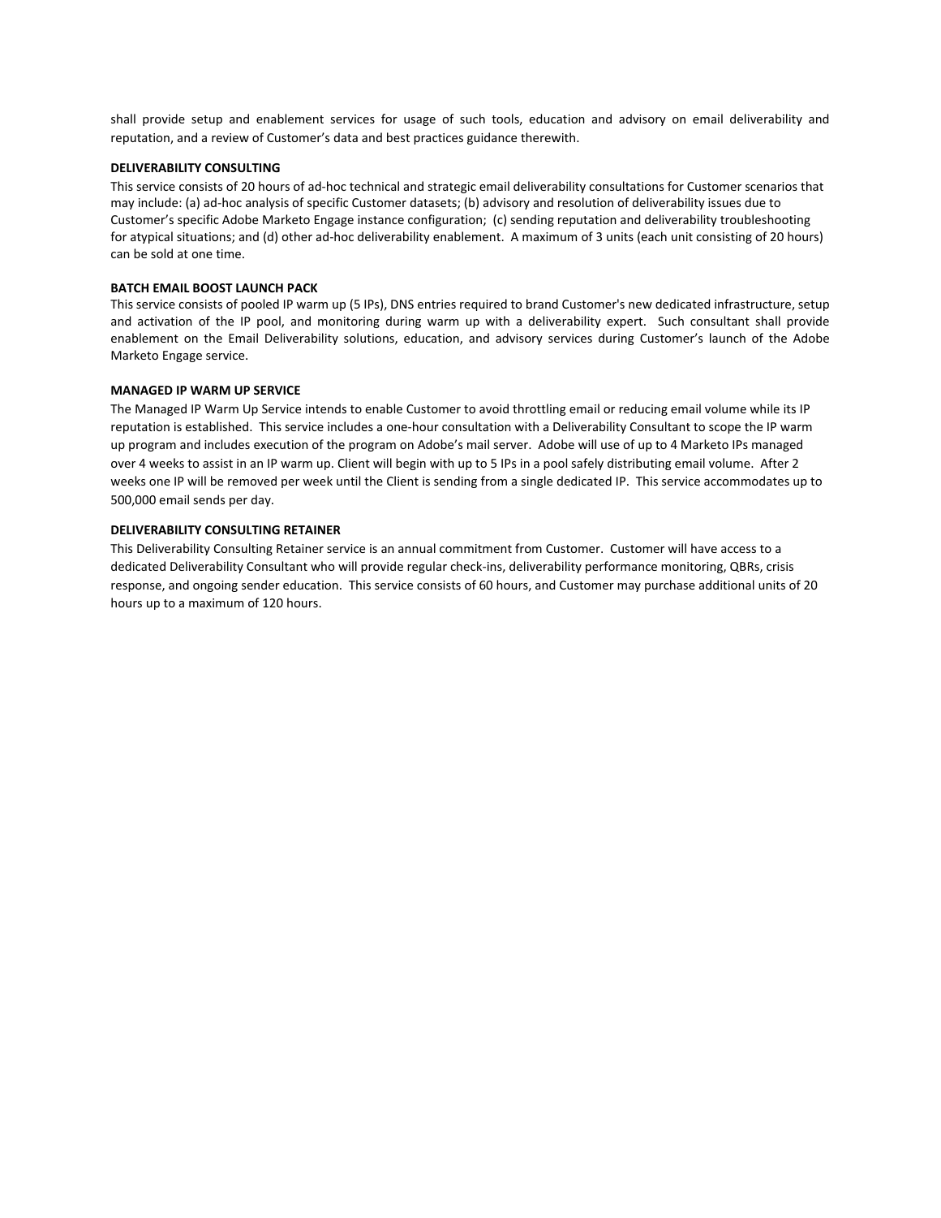shall provide setup and enablement services for usage of such tools, education and advisory on email deliverability and reputation, and a review of Customer's data and best practices guidance therewith.

**DELIVERABILITY CONSULTING**

This service consists of 20 hours of ad-hoc technical and strategic email deliverability consultations for Customer scenarios that may include: (a) ad-hoc analysis of specific Customer datasets; (b) advisory and resolution of deliverability issues due to Customer's specific Adobe Marketo Engage instance configuration; (c) sending reputation and deliverability troubleshooting for atypical situations; and (d) other ad-hoc deliverability enablement. A maximum of 3 units (each unit consisting of 20 hours) can be sold at one time.

**BATCH EMAIL BOOST LAUNCH PACK**

This service consists of pooled IP warm up (5 IPs), DNS entries required to brand Customer's new dedicated infrastructure, setup and activation of the IP pool, and monitoring during warm up with a deliverability expert. Such consultant shall provide enablement on the Email Deliverability solutions, education, and advisory services during Customer's launch of the Adobe Marketo Engage service.

**MANAGED IP WARM UP SERVICE**

The Managed IP Warm Up Service intends to enable Customer to avoid throttling email or reducing email volume while its IP reputation is established. This service includes a one-hour consultation with a Deliverability Consultant to scope the IP warm up program and includes execution of the program on Adobe's mail server. Adobe will use of up to 4 Marketo IPs managed over 4 weeks to assist in an IP warm up. Client will begin with up to 5 IPs in a pool safely distributing email volume. After 2 weeks one IP will be removed per week until the Client is sending from a single dedicated IP. This service accommodates up to 500,000 email sends per day.

**DELIVERABILITY CONSULTING RETAINER**

This Deliverability Consulting Retainer service is an annual commitment from Customer. Customer will have access to a dedicated Deliverability Consultant who will provide regular check-ins, deliverability performance monitoring, QBRs, crisis response, and ongoing sender education. This service consists of 60 hours, and Customer may purchase additional units of 20 hours up to a maximum of 120 hours.